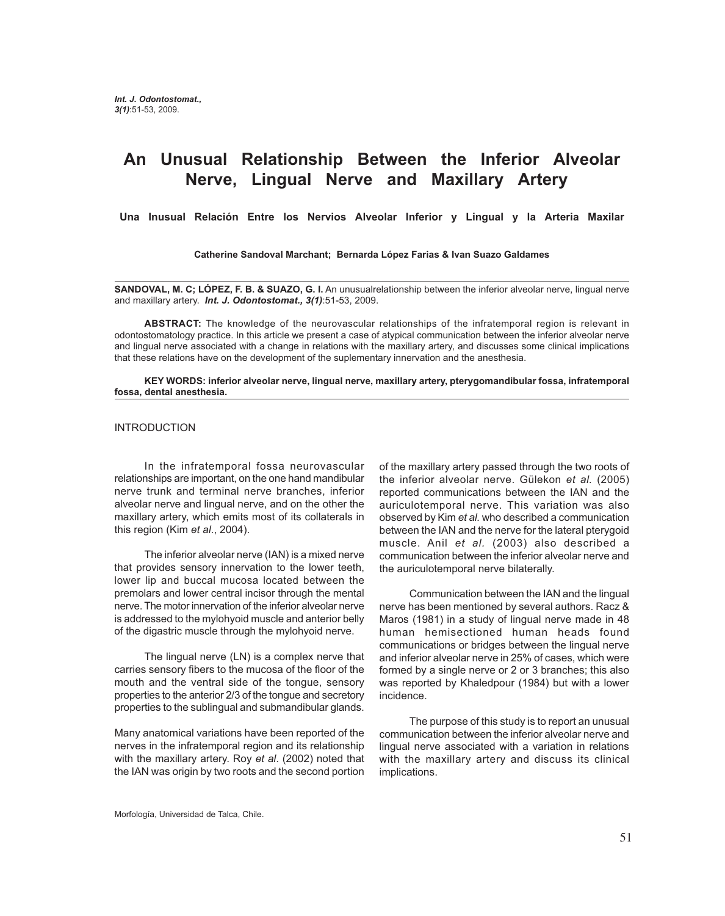# An Unusual Relationship Between the Inferior Alveolar Nerve, Lingual Nerve and Maxillary Artery

**Una Inusual Relación Entre los Nervios Alveolar Inferior y Lingual y la Arteria Maxilar**

**Catherine Sandoval Marchant; Bernarda López Farias & Ivan Suazo Galdames**

**SANDOVAL, M. C; LÓPEZ, F. B. & SUAZO, G. I.** An unusualrelationship between the inferior alveolar nerve, lingual nerve and maxillary artery. ***Int. J. Odontostomat., 3(1)***:51-53, 2009.

**ABSTRACT:** The knowledge of the neurovascular relationships of the infratemporal region is relevant in odontostomatology practice. In this article we present a case of atypical communication between the inferior alveolar nerve and lingual nerve associated with a change in relations with the maxillary artery, and discusses some clinical implications that these relations have on the development of the suplementary innervation and the anesthesia.

**KEY WORDS: inferior alveolar nerve, lingual nerve, maxillary artery, pterygomandibular fossa, infratemporal fossa, dental anesthesia.**

## INTRODUCTION

In the infratemporal fossa neurovascular relationships are important, on the one hand mandibular nerve trunk and terminal nerve branches, inferior alveolar nerve and lingual nerve, and on the other the maxillary artery, which emits most of its collaterals in this region (Kim *et al*., 2004).

The inferior alveolar nerve (IAN) is a mixed nerve that provides sensory innervation to the lower teeth, lower lip and buccal mucosa located between the premolars and lower central incisor through the mental nerve. The motor innervation of the inferior alveolar nerve is addressed to the mylohyoid muscle and anterior belly of the digastric muscle through the mylohyoid nerve.

The lingual nerve (LN) is a complex nerve that carries sensory fibers to the mucosa of the floor of the mouth and the ventral side of the tongue, sensory properties to the anterior 2/3 of the tongue and secretory properties to the sublingual and submandibular glands.

Many anatomical variations have been reported of the nerves in the infratemporal region and its relationship with the maxillary artery. Roy *et al*. (2002) noted that the IAN was origin by two roots and the second portion of the maxillary artery passed through the two roots of the inferior alveolar nerve. Gülekon *et al.* (2005) reported communications between the IAN and the auriculotemporal nerve. This variation was also observed by Kim *et al.* who described a communication between the IAN and the nerve for the lateral pterygoid muscle. Anil *et al.* (2003) also described a communication between the inferior alveolar nerve and the auriculotemporal nerve bilaterally.

Communication between the IAN and the lingual nerve has been mentioned by several authors. Racz & Maros (1981) in a study of lingual nerve made in 48 human hemisectioned human heads found communications or bridges between the lingual nerve and inferior alveolar nerve in 25% of cases, which were formed by a single nerve or 2 or 3 branches; this also was reported by Khaledpour (1984) but with a lower incidence.

The purpose of this study is to report an unusual communication between the inferior alveolar nerve and lingual nerve associated with a variation in relations with the maxillary artery and discuss its clinical implications.

Morfología, Universidad de Talca, Chile.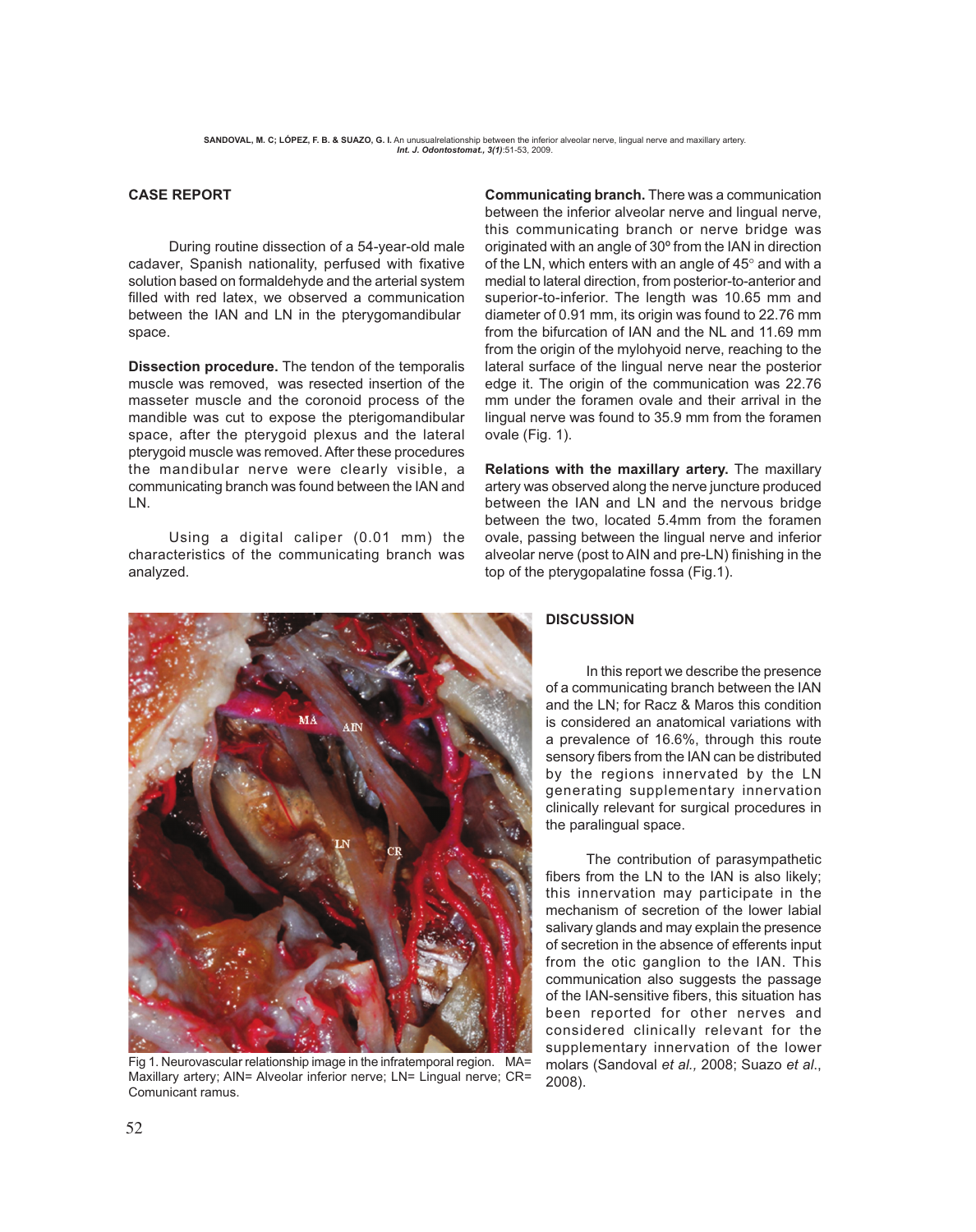## CASE REPORT

During routine dissection of a 54-year-old male cadaver, Spanish nationality, perfused with fixative solution based on formaldehyde and the arterial system filled with red latex, we observed a communication between the IAN and LN in the pterygomandibular space.

**Dissection procedure.** The tendon of the temporalis muscle was removed, was resected insertion of the masseter muscle and the coronoid process of the mandible was cut to expose the pterigomandibular space, after the pterygoid plexus and the lateral pterygoid muscle was removed. After these procedures the mandibular nerve were clearly visible, a communicating branch was found between the IAN and LN.

Using a digital caliper (0.01 mm) the characteristics of the communicating branch was analyzed.

**Communicating branch.** There was a communication between the inferior alveolar nerve and lingual nerve, this communicating branch or nerve bridge was originated with an angle of 30º from the IAN in direction of the LN, which enters with an angle of 45° and with a medial to lateral direction, from posterior-to-anterior and superior-to-inferior. The length was 10.65 mm and diameter of 0.91 mm, its origin was found to 22.76 mm from the bifurcation of IAN and the NL and 11.69 mm from the origin of the mylohyoid nerve, reaching to the lateral surface of the lingual nerve near the posterior edge it. The origin of the communication was 22.76 mm under the foramen ovale and their arrival in the lingual nerve was found to 35.9 mm from the foramen ovale (Fig. 1).

**Relations with the maxillary artery.** The maxillary artery was observed along the nerve juncture produced between the IAN and LN and the nervous bridge between the two, located 5.4mm from the foramen ovale, passing between the lingual nerve and inferior alveolar nerve (post to AIN and pre-LN) finishing in the top of the pterygopalatine fossa (Fig.1).

Fig 1. Neurovascular relationship image in the infratemporal region. MA= Maxillary artery; AIN= Alveolar inferior nerve; LN= Lingual nerve; CR= Comunicant ramus.

## DISCUSSION

In this report we describe the presence of a communicating branch between the IAN and the LN; for Racz & Maros this condition is considered an anatomical variations with a prevalence of 16.6%, through this route sensory fibers from the IAN can be distributed by the regions innervated by the LN generating supplementary innervation clinically relevant for surgical procedures in the paralingual space.

The contribution of parasympathetic fibers from the LN to the IAN is also likely; this innervation may participate in the mechanism of secretion of the lower labial salivary glands and may explain the presence of secretion in the absence of efferents input from the otic ganglion to the IAN. This communication also suggests the passage of the IAN-sensitive fibers, this situation has been reported for other nerves and considered clinically relevant for the supplementary innervation of the lower molars (Sandoval *et al.,* 2008; Suazo *et al*., 2008).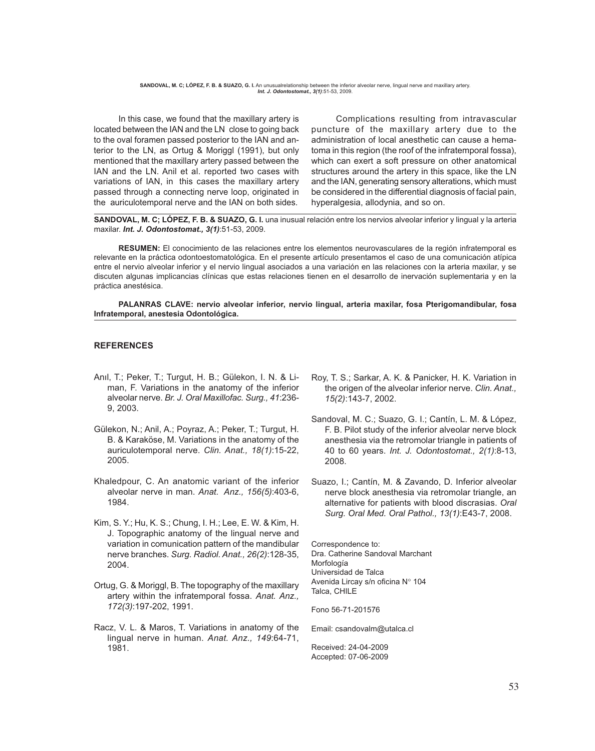In this case, we found that the maxillary artery is located between the IAN and the LN close to going back to the oval foramen passed posterior to the IAN and anterior to the LN, as Ortug & Moriggl (1991), but only mentioned that the maxillary artery passed between the IAN and the LN. Anil et al. reported two cases with variations of IAN, in this cases the maxillary artery passed through a connecting nerve loop, originated in the auriculotemporal nerve and the IAN on both sides.

Complications resulting from intravascular puncture of the maxillary artery due to the administration of local anesthetic can cause a hematoma in this region (the roof of the infratemporal fossa), which can exert a soft pressure on other anatomical structures around the artery in this space, like the LN and the IAN, generating sensory alterations, which must be considered in the differential diagnosis of facial pain, hyperalgesia, allodynia, and so on.

**SANDOVAL, M. C; LÓPEZ, F. B. & SUAZO, G. I.** una inusual relación entre los nervios alveolar inferior y lingual y la arteria maxilar. ***Int. J. Odontostomat., 3(1)***:51-53, 2009.

**RESUMEN:** El conocimiento de las relaciones entre los elementos neurovasculares de la región infratemporal es relevante en la práctica odontoestomatológica. En el presente artículo presentamos el caso de una comunicación atípica entre el nervio alveolar inferior y el nervio lingual asociados a una variación en las relaciones con la arteria maxilar, y se discuten algunas implicancias clínicas que estas relaciones tienen en el desarrollo de inervación suplementaria y en la práctica anestésica.

**PALANRAS CLAVE: nervio alveolar inferior, nervio lingual, arteria maxilar, fosa Pterigomandibular, fosa Infratemporal, anestesia Odontológica.**

## REFERENCES

Anıl, T.; Peker, T.; Turgut, H. B.; Gülekon, I. N. & Liman, F. Variations in the anatomy of the inferior alveolar nerve. *Br. J. Oral Maxillofac. Surg., 41*:236-9, 2003.

Gülekon, N.; Anil, A.; Poyraz, A.; Peker, T.; Turgut, H. B. & Karaköse, M. Variations in the anatomy of the auriculotemporal nerve. *Clin. Anat., 18(1)*:15-22, 2005.

Khaledpour, C. An anatomic variant of the inferior alveolar nerve in man. *Anat. Anz., 156(5)*:403-6, 1984.

Kim, S. Y.; Hu, K. S.; Chung, I. H.; Lee, E. W. & Kim, H. J. Topographic anatomy of the lingual nerve and variation in comunication pattern of the mandibular nerve branches. *Surg. Radiol. Anat., 26(2)*:128-35, 2004.

Ortug, G. & Moriggl, B. The topography of the maxillary artery within the infratemporal fossa. *Anat. Anz., 172(3)*:197-202, 1991.

Racz, V. L. & Maros, T. Variations in anatomy of the lingual nerve in human. *Anat. Anz., 149*:64-71, 1981.

Roy, T. S.; Sarkar, A. K. & Panicker, H. K. Variation in the origen of the alveolar inferior nerve. *Clin. Anat., 15(2)*:143-7, 2002.

Sandoval, M. C.; Suazo, G. I.; Cantín, L. M. & López, F. B. Pilot study of the inferior alveolar nerve block anesthesia via the retromolar triangle in patients of 40 to 60 years. *Int. J. Odontostomat., 2(1)*:8-13, 2008.

Suazo, I.; Cantín, M. & Zavando, D. Inferior alveolar nerve block anesthesia via retromolar triangle, an alternative for patients with blood discrasias. *Oral Surg. Oral Med. Oral Pathol., 13(1)*:E43-7, 2008.

Correspondence to:
Dra. Catherine Sandoval Marchant
Morfología
Universidad de Talca
Avenida Lircay s/n oficina N° 104
Talca, CHILE

Fono 56-71-201576

Email: csandovalm@utalca.cl

Received: 24-04-2009
Accepted: 07-06-2009